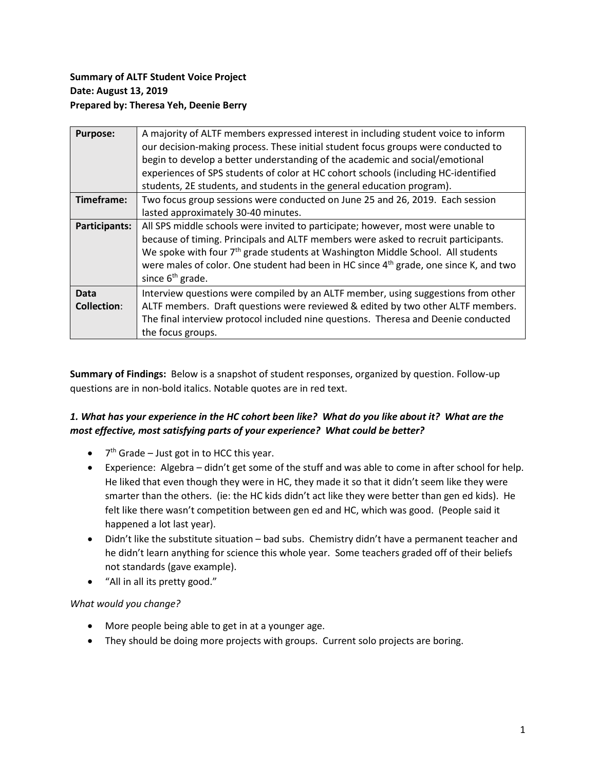**Summary of ALTF Student Voice Project**
**Date: August 13, 2019**
**Prepared by: Theresa Yeh, Deenie Berry**

| | |
|---|---|
| **Purpose:** | A majority of ALTF members expressed interest in including student voice to inform our decision-making process. These initial student focus groups were conducted to begin to develop a better understanding of the academic and social/emotional experiences of SPS students of color at HC cohort schools (including HC-identified students, 2E students, and students in the general education program). |
| **Timeframe:** | Two focus group sessions were conducted on June 25 and 26, 2019. Each session lasted approximately 30-40 minutes. |
| **Participants:** | All SPS middle schools were invited to participate; however, most were unable to because of timing. Principals and ALTF members were asked to recruit participants. We spoke with four 7th grade students at Washington Middle School. All students were males of color. One student had been in HC since 4th grade, one since K, and two since 6th grade. |
| **Data Collection:** | Interview questions were compiled by an ALTF member, using suggestions from other ALTF members. Draft questions were reviewed & edited by two other ALTF members. The final interview protocol included nine questions. Theresa and Deenie conducted the focus groups. |

**Summary of Findings:** Below is a snapshot of student responses, organized by question. Follow-up questions are in non-bold italics. Notable quotes are in red text.

### *1. What has your experience in the HC cohort been like? What do you like about it? What are the most effective, most satisfying parts of your experience? What could be better?*

- 7th Grade – Just got in to HCC this year.
- Experience: Algebra – didn't get some of the stuff and was able to come in after school for help. He liked that even though they were in HC, they made it so that it didn't seem like they were smarter than the others. (ie: the HC kids didn't act like they were better than gen ed kids). He felt like there wasn't competition between gen ed and HC, which was good. (People said it happened a lot last year).
- Didn't like the substitute situation – bad subs. Chemistry didn't have a permanent teacher and he didn't learn anything for science this whole year. Some teachers graded off of their beliefs not standards (gave example).
- "All in all its pretty good."

*What would you change?*

- More people being able to get in at a younger age.
- They should be doing more projects with groups. Current solo projects are boring.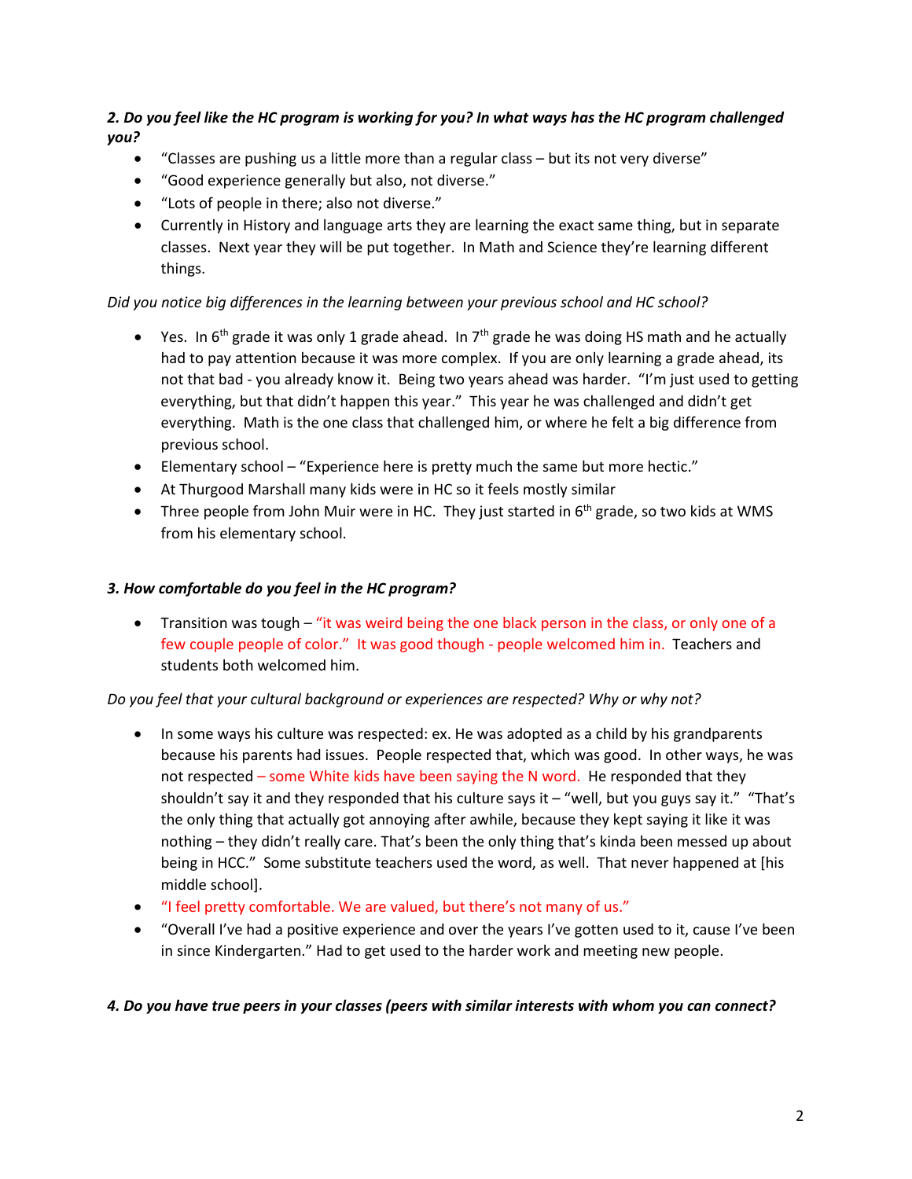***2. Do you feel like the HC program is working for you? In what ways has the HC program challenged you?***

- "Classes are pushing us a little more than a regular class – but its not very diverse"
- "Good experience generally but also, not diverse."
- "Lots of people in there; also not diverse."
- Currently in History and language arts they are learning the exact same thing, but in separate classes. Next year they will be put together. In Math and Science they're learning different things.

*Did you notice big differences in the learning between your previous school and HC school?*

- Yes. In 6th grade it was only 1 grade ahead. In 7th grade he was doing HS math and he actually had to pay attention because it was more complex. If you are only learning a grade ahead, its not that bad - you already know it. Being two years ahead was harder. "I'm just used to getting everything, but that didn't happen this year." This year he was challenged and didn't get everything. Math is the one class that challenged him, or where he felt a big difference from previous school.
- Elementary school – "Experience here is pretty much the same but more hectic."
- At Thurgood Marshall many kids were in HC so it feels mostly similar
- Three people from John Muir were in HC. They just started in 6th grade, so two kids at WMS from his elementary school.

***3. How comfortable do you feel in the HC program?***

- Transition was tough – "it was weird being the one black person in the class, or only one of a few couple people of color." It was good though - people welcomed him in. Teachers and students both welcomed him.

*Do you feel that your cultural background or experiences are respected? Why or why not?*

- In some ways his culture was respected: ex. He was adopted as a child by his grandparents because his parents had issues. People respected that, which was good. In other ways, he was not respected – some White kids have been saying the N word. He responded that they shouldn't say it and they responded that his culture says it – "well, but you guys say it." "That's the only thing that actually got annoying after awhile, because they kept saying it like it was nothing – they didn't really care. That's been the only thing that's kinda been messed up about being in HCC." Some substitute teachers used the word, as well. That never happened at [his middle school].
- "I feel pretty comfortable. We are valued, but there's not many of us."
- "Overall I've had a positive experience and over the years I've gotten used to it, cause I've been in since Kindergarten." Had to get used to the harder work and meeting new people.

***4. Do you have true peers in your classes (peers with similar interests with whom you can connect?***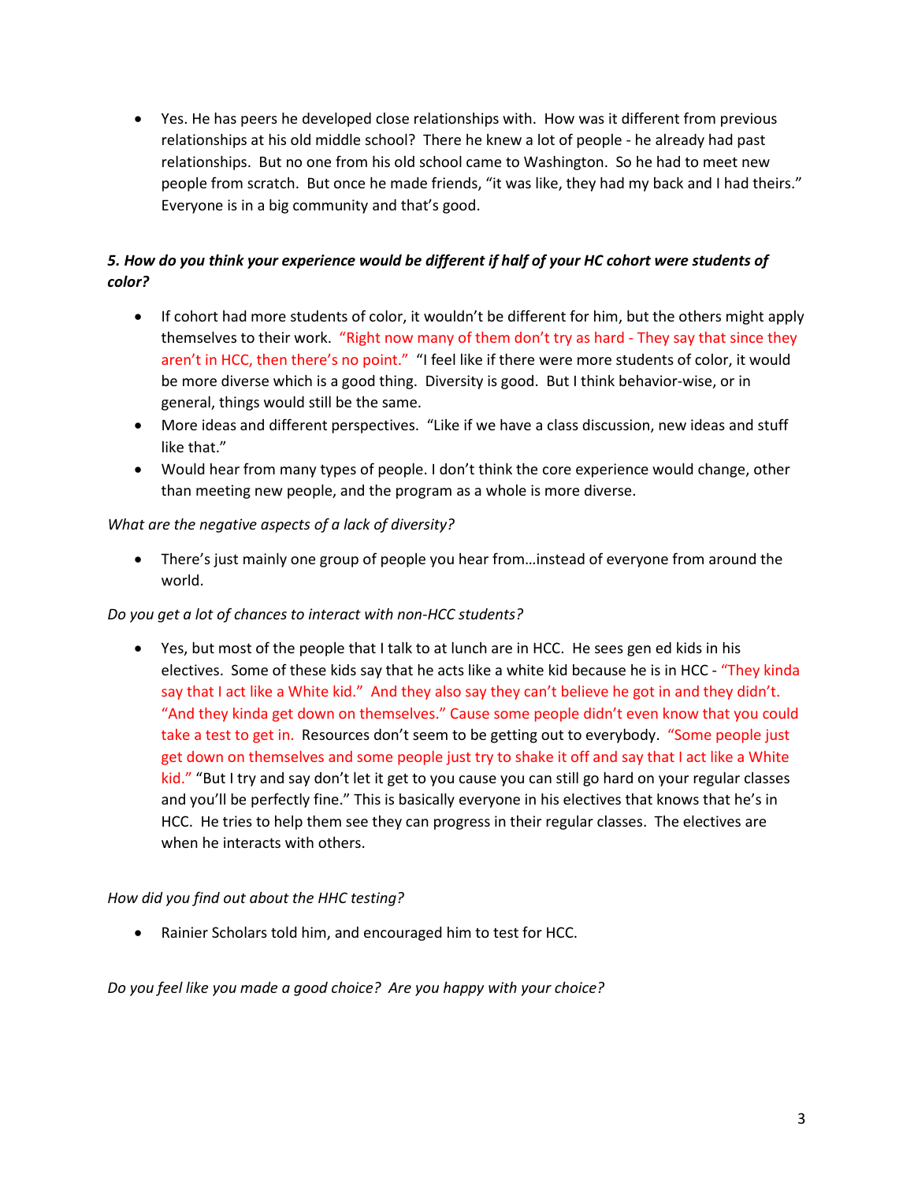- Yes. He has peers he developed close relationships with. How was it different from previous relationships at his old middle school? There he knew a lot of people - he already had past relationships. But no one from his old school came to Washington. So he had to meet new people from scratch. But once he made friends, "it was like, they had my back and I had theirs." Everyone is in a big community and that's good.

***5. How do you think your experience would be different if half of your HC cohort were students of color?***

- If cohort had more students of color, it wouldn't be different for him, but the others might apply themselves to their work. "Right now many of them don't try as hard - They say that since they aren't in HCC, then there's no point." "I feel like if there were more students of color, it would be more diverse which is a good thing. Diversity is good. But I think behavior-wise, or in general, things would still be the same.
- More ideas and different perspectives. "Like if we have a class discussion, new ideas and stuff like that."
- Would hear from many types of people. I don't think the core experience would change, other than meeting new people, and the program as a whole is more diverse.

*What are the negative aspects of a lack of diversity?*

- There's just mainly one group of people you hear from…instead of everyone from around the world.

*Do you get a lot of chances to interact with non-HCC students?*

- Yes, but most of the people that I talk to at lunch are in HCC. He sees gen ed kids in his electives. Some of these kids say that he acts like a white kid because he is in HCC - "They kinda say that I act like a White kid." And they also say they can't believe he got in and they didn't. "And they kinda get down on themselves." Cause some people didn't even know that you could take a test to get in. Resources don't seem to be getting out to everybody. "Some people just get down on themselves and some people just try to shake it off and say that I act like a White kid." "But I try and say don't let it get to you cause you can still go hard on your regular classes and you'll be perfectly fine." This is basically everyone in his electives that knows that he's in HCC. He tries to help them see they can progress in their regular classes. The electives are when he interacts with others.

*How did you find out about the HHC testing?*

- Rainier Scholars told him, and encouraged him to test for HCC.

*Do you feel like you made a good choice? Are you happy with your choice?*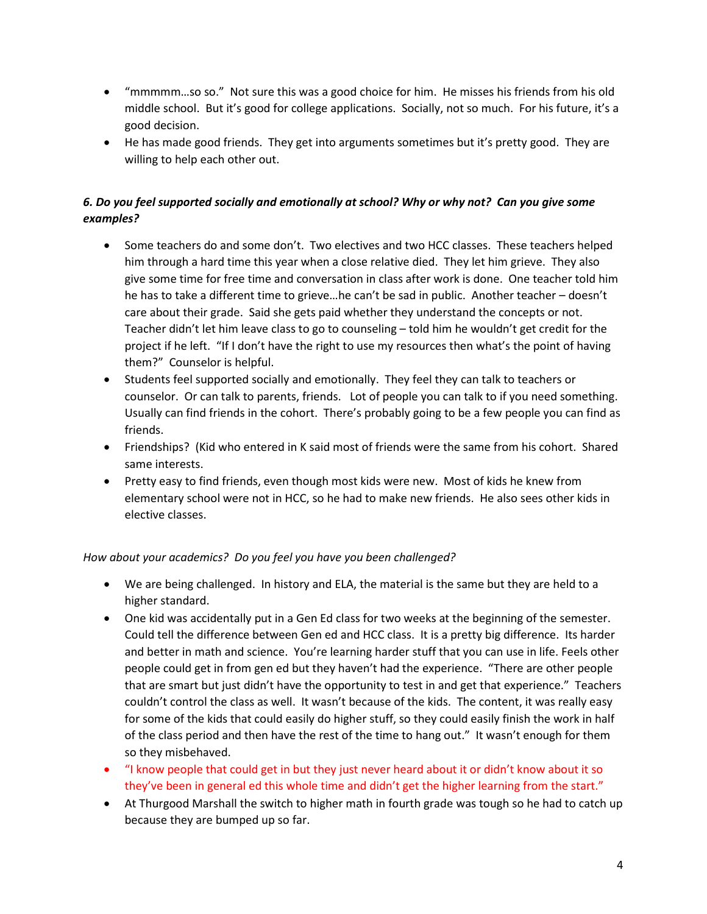- "mmmmm…so so." Not sure this was a good choice for him. He misses his friends from his old middle school. But it's good for college applications. Socially, not so much. For his future, it's a good decision.
- He has made good friends. They get into arguments sometimes but it's pretty good. They are willing to help each other out.

***6. Do you feel supported socially and emotionally at school? Why or why not? Can you give some examples?***

- Some teachers do and some don't. Two electives and two HCC classes. These teachers helped him through a hard time this year when a close relative died. They let him grieve. They also give some time for free time and conversation in class after work is done. One teacher told him he has to take a different time to grieve…he can't be sad in public. Another teacher – doesn't care about their grade. Said she gets paid whether they understand the concepts or not. Teacher didn't let him leave class to go to counseling – told him he wouldn't get credit for the project if he left. "If I don't have the right to use my resources then what's the point of having them?" Counselor is helpful.
- Students feel supported socially and emotionally. They feel they can talk to teachers or counselor. Or can talk to parents, friends. Lot of people you can talk to if you need something. Usually can find friends in the cohort. There's probably going to be a few people you can find as friends.
- Friendships? (Kid who entered in K said most of friends were the same from his cohort. Shared same interests.
- Pretty easy to find friends, even though most kids were new. Most of kids he knew from elementary school were not in HCC, so he had to make new friends. He also sees other kids in elective classes.

*How about your academics? Do you feel you have you been challenged?*

- We are being challenged. In history and ELA, the material is the same but they are held to a higher standard.
- One kid was accidentally put in a Gen Ed class for two weeks at the beginning of the semester. Could tell the difference between Gen ed and HCC class. It is a pretty big difference. Its harder and better in math and science. You're learning harder stuff that you can use in life. Feels other people could get in from gen ed but they haven't had the experience. "There are other people that are smart but just didn't have the opportunity to test in and get that experience." Teachers couldn't control the class as well. It wasn't because of the kids. The content, it was really easy for some of the kids that could easily do higher stuff, so they could easily finish the work in half of the class period and then have the rest of the time to hang out." It wasn't enough for them so they misbehaved.
- "I know people that could get in but they just never heard about it or didn't know about it so they've been in general ed this whole time and didn't get the higher learning from the start."
- At Thurgood Marshall the switch to higher math in fourth grade was tough so he had to catch up because they are bumped up so far.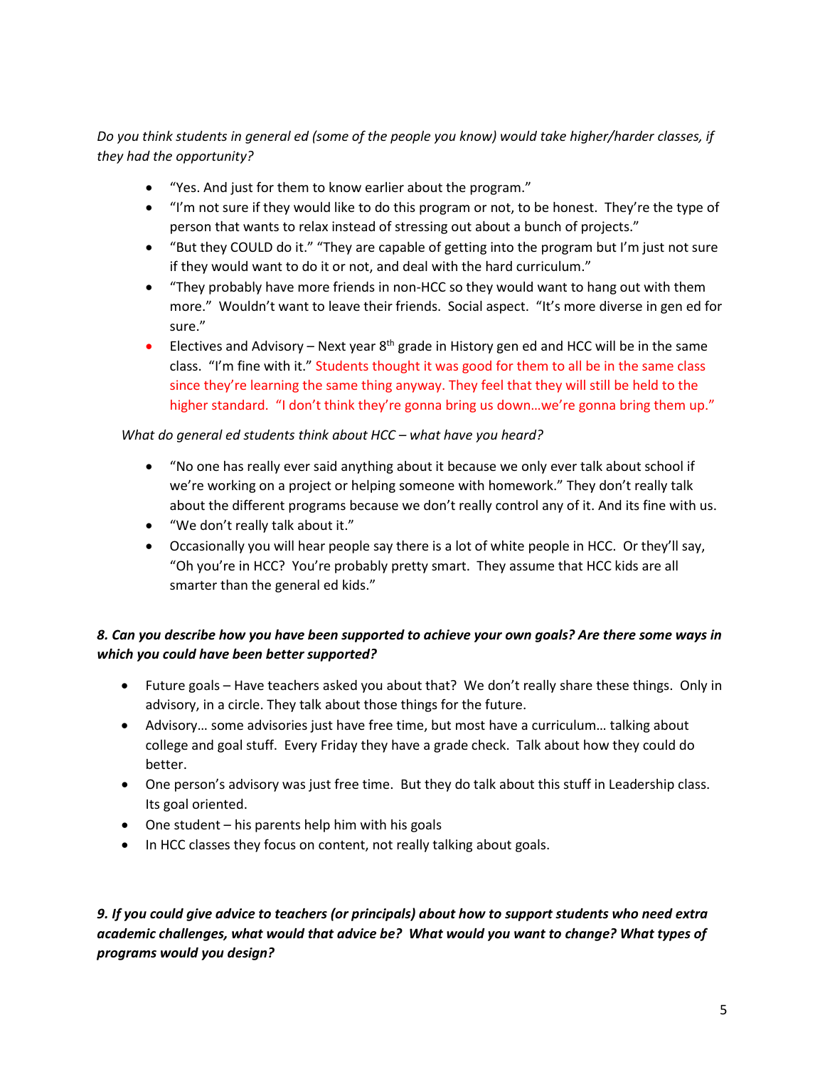*Do you think students in general ed (some of the people you know) would take higher/harder classes, if they had the opportunity?*

- "Yes. And just for them to know earlier about the program."
- "I'm not sure if they would like to do this program or not, to be honest. They're the type of person that wants to relax instead of stressing out about a bunch of projects."
- "But they COULD do it." "They are capable of getting into the program but I'm just not sure if they would want to do it or not, and deal with the hard curriculum."
- "They probably have more friends in non-HCC so they would want to hang out with them more." Wouldn't want to leave their friends. Social aspect. "It's more diverse in gen ed for sure."
- Electives and Advisory – Next year 8th grade in History gen ed and HCC will be in the same class. "I'm fine with it." Students thought it was good for them to all be in the same class since they're learning the same thing anyway. They feel that they will still be held to the higher standard. "I don't think they're gonna bring us down…we're gonna bring them up."

*What do general ed students think about HCC – what have you heard?*

- "No one has really ever said anything about it because we only ever talk about school if we're working on a project or helping someone with homework." They don't really talk about the different programs because we don't really control any of it. And its fine with us.
- "We don't really talk about it."
- Occasionally you will hear people say there is a lot of white people in HCC. Or they'll say, "Oh you're in HCC? You're probably pretty smart. They assume that HCC kids are all smarter than the general ed kids."

***8. Can you describe how you have been supported to achieve your own goals? Are there some ways in which you could have been better supported?***

- Future goals – Have teachers asked you about that? We don't really share these things. Only in advisory, in a circle. They talk about those things for the future.
- Advisory… some advisories just have free time, but most have a curriculum… talking about college and goal stuff. Every Friday they have a grade check. Talk about how they could do better.
- One person's advisory was just free time. But they do talk about this stuff in Leadership class. Its goal oriented.
- One student – his parents help him with his goals
- In HCC classes they focus on content, not really talking about goals.

***9. If you could give advice to teachers (or principals) about how to support students who need extra academic challenges, what would that advice be? What would you want to change? What types of programs would you design?***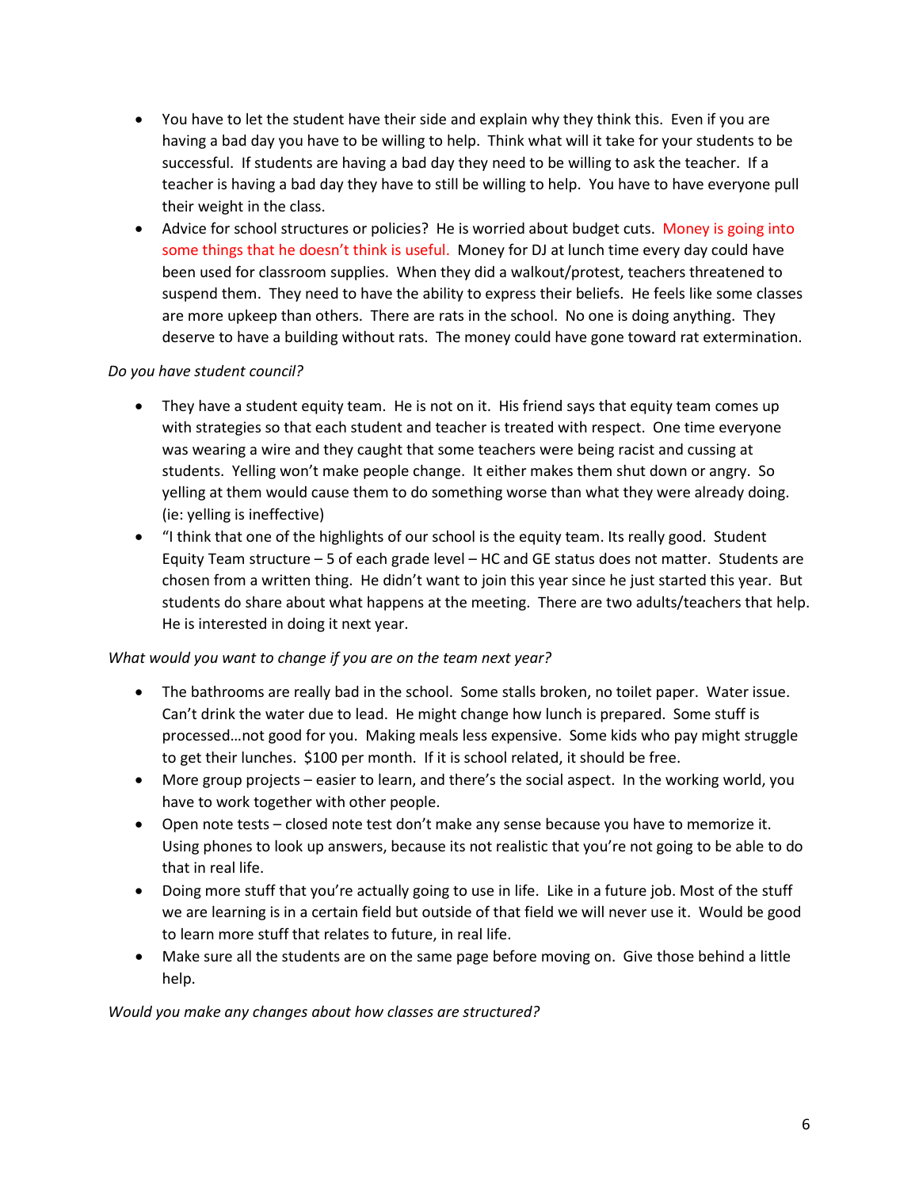- You have to let the student have their side and explain why they think this. Even if you are having a bad day you have to be willing to help. Think what will it take for your students to be successful. If students are having a bad day they need to be willing to ask the teacher. If a teacher is having a bad day they have to still be willing to help. You have to have everyone pull their weight in the class.
- Advice for school structures or policies? He is worried about budget cuts. Money is going into some things that he doesn't think is useful. Money for DJ at lunch time every day could have been used for classroom supplies. When they did a walkout/protest, teachers threatened to suspend them. They need to have the ability to express their beliefs. He feels like some classes are more upkeep than others. There are rats in the school. No one is doing anything. They deserve to have a building without rats. The money could have gone toward rat extermination.

*Do you have student council?*

- They have a student equity team. He is not on it. His friend says that equity team comes up with strategies so that each student and teacher is treated with respect. One time everyone was wearing a wire and they caught that some teachers were being racist and cussing at students. Yelling won't make people change. It either makes them shut down or angry. So yelling at them would cause them to do something worse than what they were already doing. (ie: yelling is ineffective)
- "I think that one of the highlights of our school is the equity team. Its really good. Student Equity Team structure – 5 of each grade level – HC and GE status does not matter. Students are chosen from a written thing. He didn't want to join this year since he just started this year. But students do share about what happens at the meeting. There are two adults/teachers that help. He is interested in doing it next year.

*What would you want to change if you are on the team next year?*

- The bathrooms are really bad in the school. Some stalls broken, no toilet paper. Water issue. Can't drink the water due to lead. He might change how lunch is prepared. Some stuff is processed…not good for you. Making meals less expensive. Some kids who pay might struggle to get their lunches. $100 per month. If it is school related, it should be free.
- More group projects – easier to learn, and there's the social aspect. In the working world, you have to work together with other people.
- Open note tests – closed note test don't make any sense because you have to memorize it. Using phones to look up answers, because its not realistic that you're not going to be able to do that in real life.
- Doing more stuff that you're actually going to use in life. Like in a future job. Most of the stuff we are learning is in a certain field but outside of that field we will never use it. Would be good to learn more stuff that relates to future, in real life.
- Make sure all the students are on the same page before moving on. Give those behind a little help.

*Would you make any changes about how classes are structured?*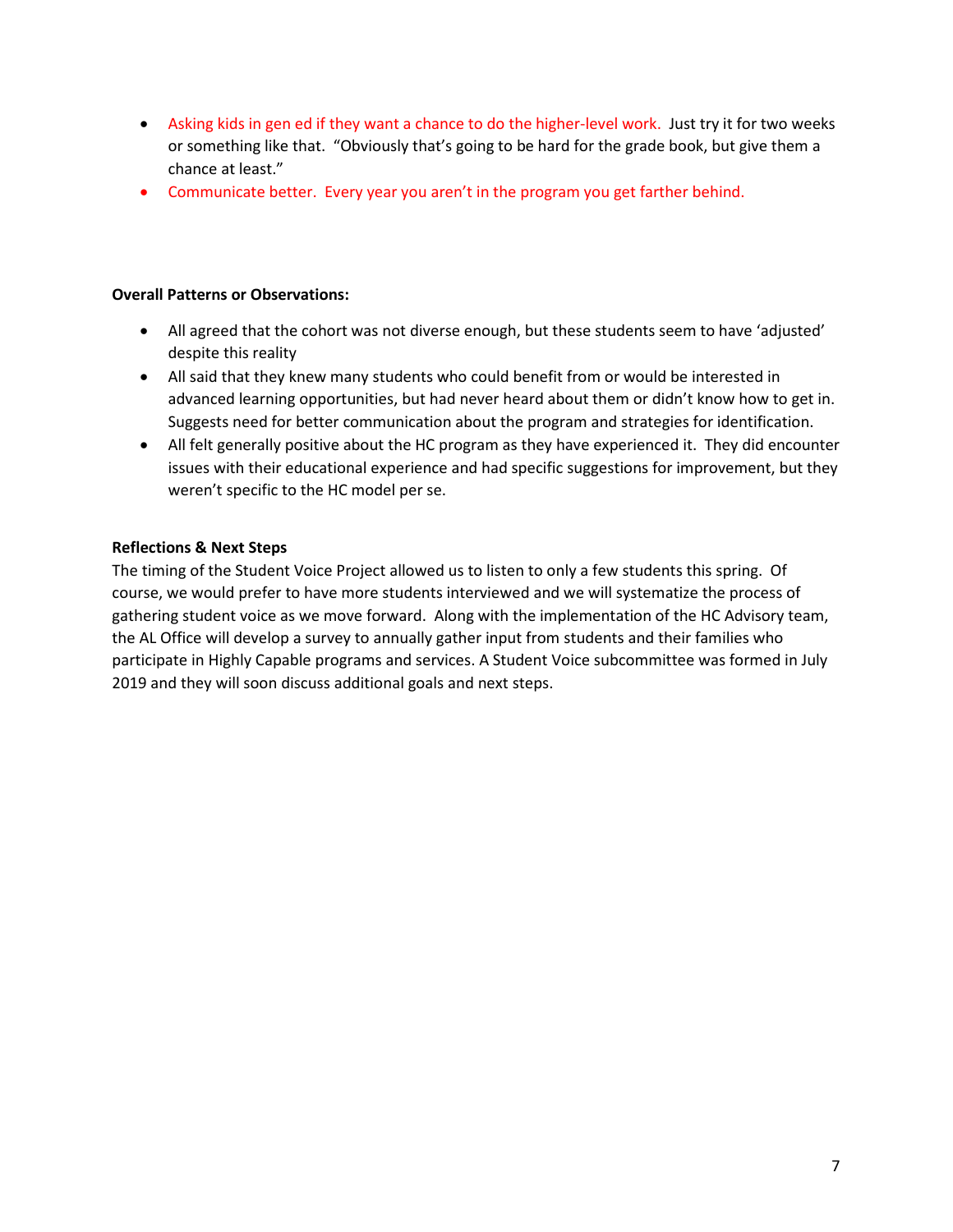- Asking kids in gen ed if they want a chance to do the higher-level work. Just try it for two weeks or something like that. "Obviously that's going to be hard for the grade book, but give them a chance at least."
- Communicate better. Every year you aren't in the program you get farther behind.

**Overall Patterns or Observations:**

- All agreed that the cohort was not diverse enough, but these students seem to have 'adjusted' despite this reality
- All said that they knew many students who could benefit from or would be interested in advanced learning opportunities, but had never heard about them or didn't know how to get in. Suggests need for better communication about the program and strategies for identification.
- All felt generally positive about the HC program as they have experienced it. They did encounter issues with their educational experience and had specific suggestions for improvement, but they weren't specific to the HC model per se.

**Reflections & Next Steps**

The timing of the Student Voice Project allowed us to listen to only a few students this spring. Of course, we would prefer to have more students interviewed and we will systematize the process of gathering student voice as we move forward. Along with the implementation of the HC Advisory team, the AL Office will develop a survey to annually gather input from students and their families who participate in Highly Capable programs and services. A Student Voice subcommittee was formed in July 2019 and they will soon discuss additional goals and next steps.